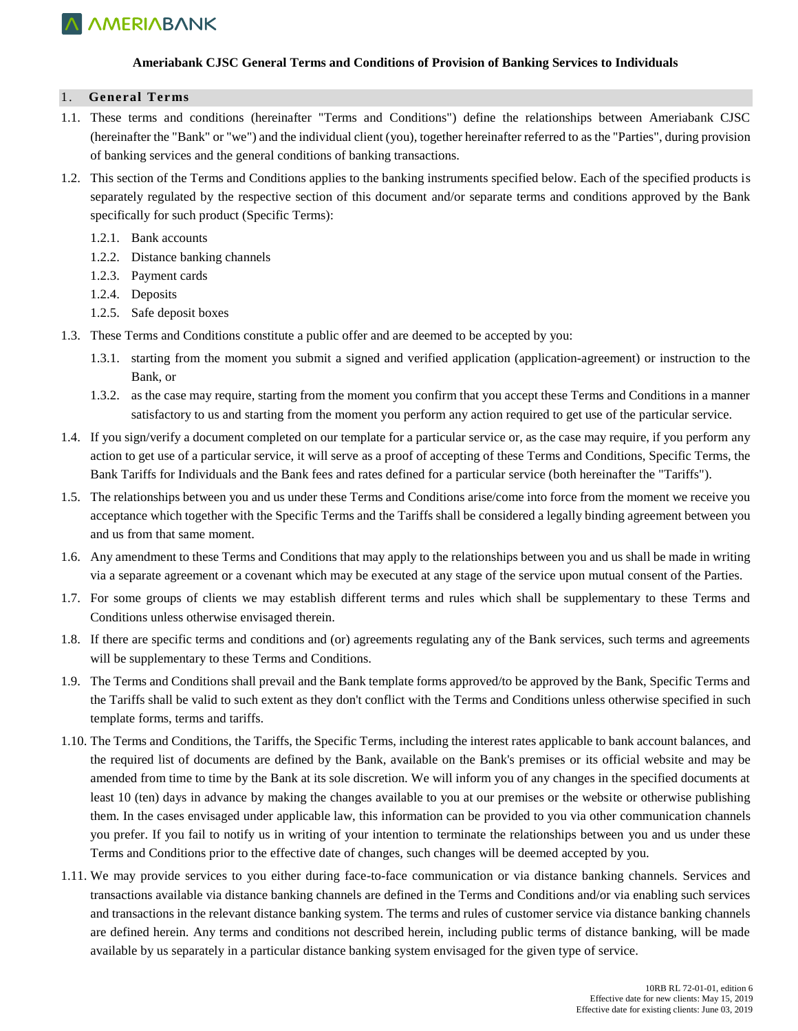# Ameriabank CJSC General Terms and Conditions of Provision of Banking Services to Individuals

## 1. General Terms

1.1. These terms and conditions (hereinafter "Terms and Conditions") define the relationships between Ameriabank CJSC (hereinafter the "Bank" or "we") and the individual client (you), together hereinafter referred to as the "Parties", during provision of banking services and the general conditions of banking transactions.

1.2. This section of the Terms and Conditions applies to the banking instruments specified below. Each of the specified products is separately regulated by the respective section of this document and/or separate terms and conditions approved by the Bank specifically for such product (Specific Terms):

1.2.1. Bank accounts

1.2.2. Distance banking channels

1.2.3. Payment cards

1.2.4. Deposits

1.2.5. Safe deposit boxes

1.3. These Terms and Conditions constitute a public offer and are deemed to be accepted by you:

1.3.1. starting from the moment you submit a signed and verified application (application-agreement) or instruction to the Bank, or

1.3.2. as the case may require, starting from the moment you confirm that you accept these Terms and Conditions in a manner satisfactory to us and starting from the moment you perform any action required to get use of the particular service.

1.4. If you sign/verify a document completed on our template for a particular service or, as the case may require, if you perform any action to get use of a particular service, it will serve as a proof of accepting of these Terms and Conditions, Specific Terms, the Bank Tariffs for Individuals and the Bank fees and rates defined for a particular service (both hereinafter the "Tariffs").

1.5. The relationships between you and us under these Terms and Conditions arise/come into force from the moment we receive you acceptance which together with the Specific Terms and the Tariffs shall be considered a legally binding agreement between you and us from that same moment.

1.6. Any amendment to these Terms and Conditions that may apply to the relationships between you and us shall be made in writing via a separate agreement or a covenant which may be executed at any stage of the service upon mutual consent of the Parties.

1.7. For some groups of clients we may establish different terms and rules which shall be supplementary to these Terms and Conditions unless otherwise envisaged therein.

1.8. If there are specific terms and conditions and (or) agreements regulating any of the Bank services, such terms and agreements will be supplementary to these Terms and Conditions.

1.9. The Terms and Conditions shall prevail and the Bank template forms approved/to be approved by the Bank, Specific Terms and the Tariffs shall be valid to such extent as they don't conflict with the Terms and Conditions unless otherwise specified in such template forms, terms and tariffs.

1.10. The Terms and Conditions, the Tariffs, the Specific Terms, including the interest rates applicable to bank account balances, and the required list of documents are defined by the Bank, available on the Bank's premises or its official website and may be amended from time to time by the Bank at its sole discretion. We will inform you of any changes in the specified documents at least 10 (ten) days in advance by making the changes available to you at our premises or the website or otherwise publishing them. In the cases envisaged under applicable law, this information can be provided to you via other communication channels you prefer. If you fail to notify us in writing of your intention to terminate the relationships between you and us under these Terms and Conditions prior to the effective date of changes, such changes will be deemed accepted by you.

1.11. We may provide services to you either during face-to-face communication or via distance banking channels. Services and transactions available via distance banking channels are defined in the Terms and Conditions and/or via enabling such services and transactions in the relevant distance banking system. The terms and rules of customer service via distance banking channels are defined herein. Any terms and conditions not described herein, including public terms of distance banking, will be made available by us separately in a particular distance banking system envisaged for the given type of service.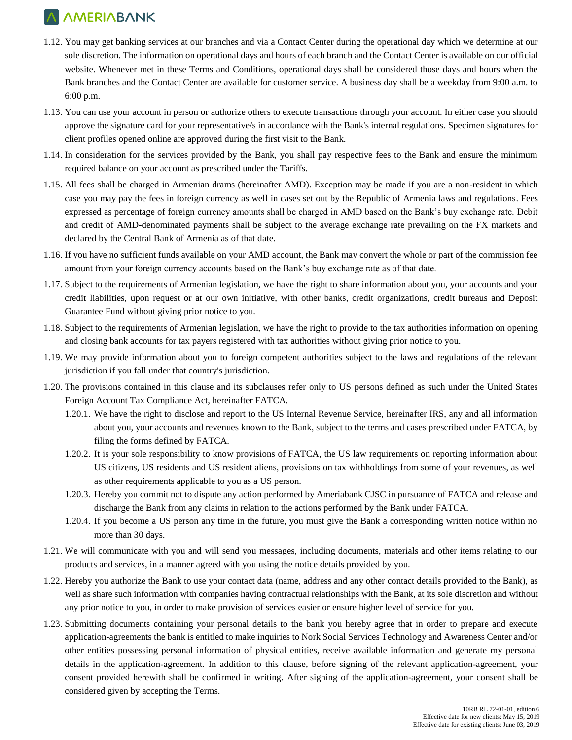1.12. You may get banking services at our branches and via a Contact Center during the operational day which we determine at our sole discretion. The information on operational days and hours of each branch and the Contact Center is available on our official website. Whenever met in these Terms and Conditions, operational days shall be considered those days and hours when the Bank branches and the Contact Center are available for customer service. A business day shall be a weekday from 9:00 a.m. to 6:00 p.m.

1.13. You can use your account in person or authorize others to execute transactions through your account. In either case you should approve the signature card for your representative/s in accordance with the Bank's internal regulations. Specimen signatures for client profiles opened online are approved during the first visit to the Bank.

1.14. In consideration for the services provided by the Bank, you shall pay respective fees to the Bank and ensure the minimum required balance on your account as prescribed under the Tariffs.

1.15. All fees shall be charged in Armenian drams (hereinafter AMD). Exception may be made if you are a non-resident in which case you may pay the fees in foreign currency as well in cases set out by the Republic of Armenia laws and regulations. Fees expressed as percentage of foreign currency amounts shall be charged in AMD based on the Bank's buy exchange rate. Debit and credit of AMD-denominated payments shall be subject to the average exchange rate prevailing on the FX markets and declared by the Central Bank of Armenia as of that date.

1.16. If you have no sufficient funds available on your AMD account, the Bank may convert the whole or part of the commission fee amount from your foreign currency accounts based on the Bank's buy exchange rate as of that date.

1.17. Subject to the requirements of Armenian legislation, we have the right to share information about you, your accounts and your credit liabilities, upon request or at our own initiative, with other banks, credit organizations, credit bureaus and Deposit Guarantee Fund without giving prior notice to you.

1.18. Subject to the requirements of Armenian legislation, we have the right to provide to the tax authorities information on opening and closing bank accounts for tax payers registered with tax authorities without giving prior notice to you.

1.19. We may provide information about you to foreign competent authorities subject to the laws and regulations of the relevant jurisdiction if you fall under that country's jurisdiction.

1.20. The provisions contained in this clause and its subclauses refer only to US persons defined as such under the United States Foreign Account Tax Compliance Act, hereinafter FATCA.

  1.20.1. We have the right to disclose and report to the US Internal Revenue Service, hereinafter IRS, any and all information about you, your accounts and revenues known to the Bank, subject to the terms and cases prescribed under FATCA, by filing the forms defined by FATCA.

  1.20.2. It is your sole responsibility to know provisions of FATCA, the US law requirements on reporting information about US citizens, US residents and US resident aliens, provisions on tax withholdings from some of your revenues, as well as other requirements applicable to you as a US person.

  1.20.3. Hereby you commit not to dispute any action performed by Ameriabank CJSC in pursuance of FATCA and release and discharge the Bank from any claims in relation to the actions performed by the Bank under FATCA.

  1.20.4. If you become a US person any time in the future, you must give the Bank a corresponding written notice within no more than 30 days.

1.21. We will communicate with you and will send you messages, including documents, materials and other items relating to our products and services, in a manner agreed with you using the notice details provided by you.

1.22. Hereby you authorize the Bank to use your contact data (name, address and any other contact details provided to the Bank), as well as share such information with companies having contractual relationships with the Bank, at its sole discretion and without any prior notice to you, in order to make provision of services easier or ensure higher level of service for you.

1.23. Submitting documents containing your personal details to the bank you hereby agree that in order to prepare and execute application-agreements the bank is entitled to make inquiries to Nork Social Services Technology and Awareness Center and/or other entities possessing personal information of physical entities, receive available information and generate my personal details in the application-agreement. In addition to this clause, before signing of the relevant application-agreement, your consent provided herewith shall be confirmed in writing. After signing of the application-agreement, your consent shall be considered given by accepting the Terms.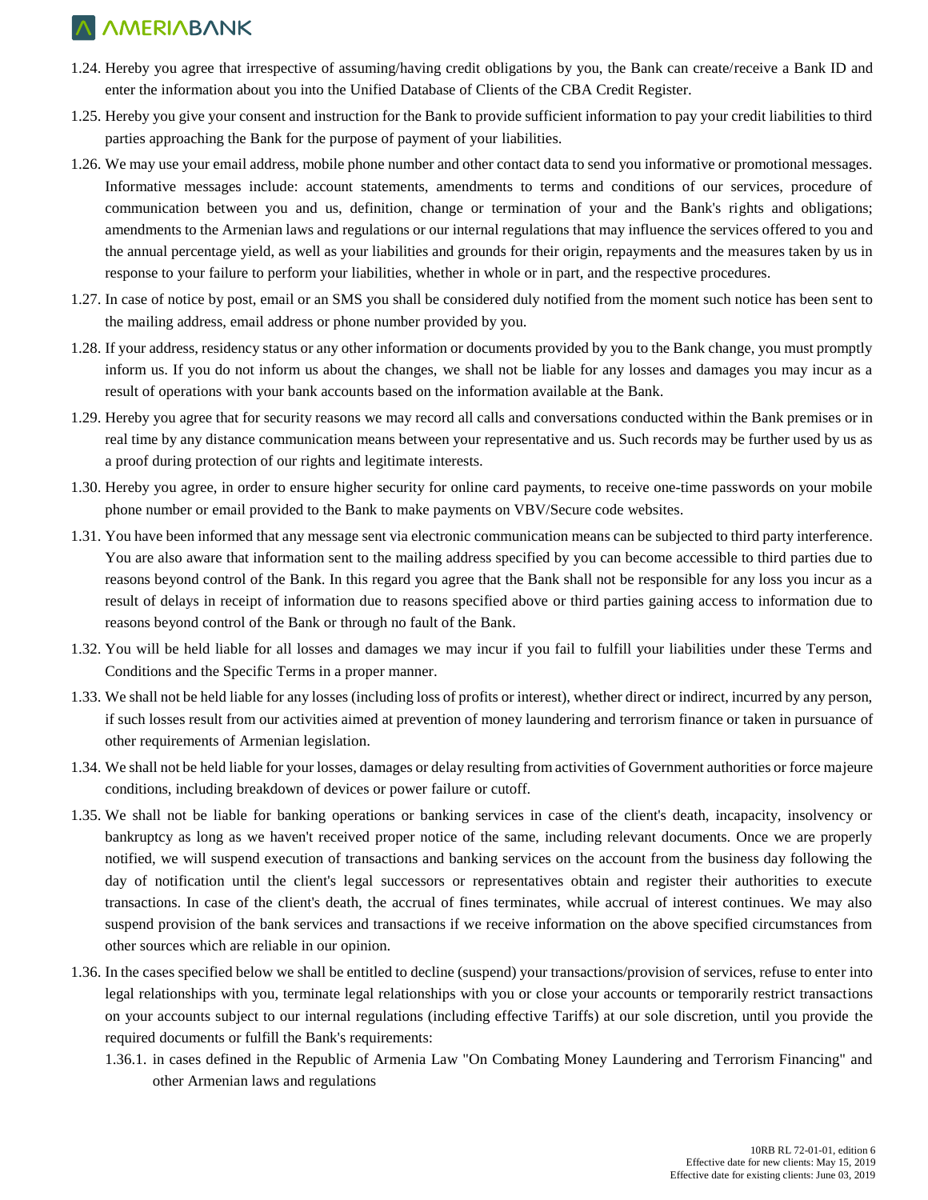1.24. Hereby you agree that irrespective of assuming/having credit obligations by you, the Bank can create/receive a Bank ID and enter the information about you into the Unified Database of Clients of the CBA Credit Register.

1.25. Hereby you give your consent and instruction for the Bank to provide sufficient information to pay your credit liabilities to third parties approaching the Bank for the purpose of payment of your liabilities.

1.26. We may use your email address, mobile phone number and other contact data to send you informative or promotional messages. Informative messages include: account statements, amendments to terms and conditions of our services, procedure of communication between you and us, definition, change or termination of your and the Bank's rights and obligations; amendments to the Armenian laws and regulations or our internal regulations that may influence the services offered to you and the annual percentage yield, as well as your liabilities and grounds for their origin, repayments and the measures taken by us in response to your failure to perform your liabilities, whether in whole or in part, and the respective procedures.

1.27. In case of notice by post, email or an SMS you shall be considered duly notified from the moment such notice has been sent to the mailing address, email address or phone number provided by you.

1.28. If your address, residency status or any other information or documents provided by you to the Bank change, you must promptly inform us. If you do not inform us about the changes, we shall not be liable for any losses and damages you may incur as a result of operations with your bank accounts based on the information available at the Bank.

1.29. Hereby you agree that for security reasons we may record all calls and conversations conducted within the Bank premises or in real time by any distance communication means between your representative and us. Such records may be further used by us as a proof during protection of our rights and legitimate interests.

1.30. Hereby you agree, in order to ensure higher security for online card payments, to receive one-time passwords on your mobile phone number or email provided to the Bank to make payments on VBV/Secure code websites.

1.31. You have been informed that any message sent via electronic communication means can be subjected to third party interference. You are also aware that information sent to the mailing address specified by you can become accessible to third parties due to reasons beyond control of the Bank. In this regard you agree that the Bank shall not be responsible for any loss you incur as a result of delays in receipt of information due to reasons specified above or third parties gaining access to information due to reasons beyond control of the Bank or through no fault of the Bank.

1.32. You will be held liable for all losses and damages we may incur if you fail to fulfill your liabilities under these Terms and Conditions and the Specific Terms in a proper manner.

1.33. We shall not be held liable for any losses (including loss of profits or interest), whether direct or indirect, incurred by any person, if such losses result from our activities aimed at prevention of money laundering and terrorism finance or taken in pursuance of other requirements of Armenian legislation.

1.34. We shall not be held liable for your losses, damages or delay resulting from activities of Government authorities or force majeure conditions, including breakdown of devices or power failure or cutoff.

1.35. We shall not be liable for banking operations or banking services in case of the client's death, incapacity, insolvency or bankruptcy as long as we haven't received proper notice of the same, including relevant documents. Once we are properly notified, we will suspend execution of transactions and banking services on the account from the business day following the day of notification until the client's legal successors or representatives obtain and register their authorities to execute transactions. In case of the client's death, the accrual of fines terminates, while accrual of interest continues. We may also suspend provision of the bank services and transactions if we receive information on the above specified circumstances from other sources which are reliable in our opinion.

1.36. In the cases specified below we shall be entitled to decline (suspend) your transactions/provision of services, refuse to enter into legal relationships with you, terminate legal relationships with you or close your accounts or temporarily restrict transactions on your accounts subject to our internal regulations (including effective Tariffs) at our sole discretion, until you provide the required documents or fulfill the Bank's requirements:

   1.36.1. in cases defined in the Republic of Armenia Law "On Combating Money Laundering and Terrorism Financing" and other Armenian laws and regulations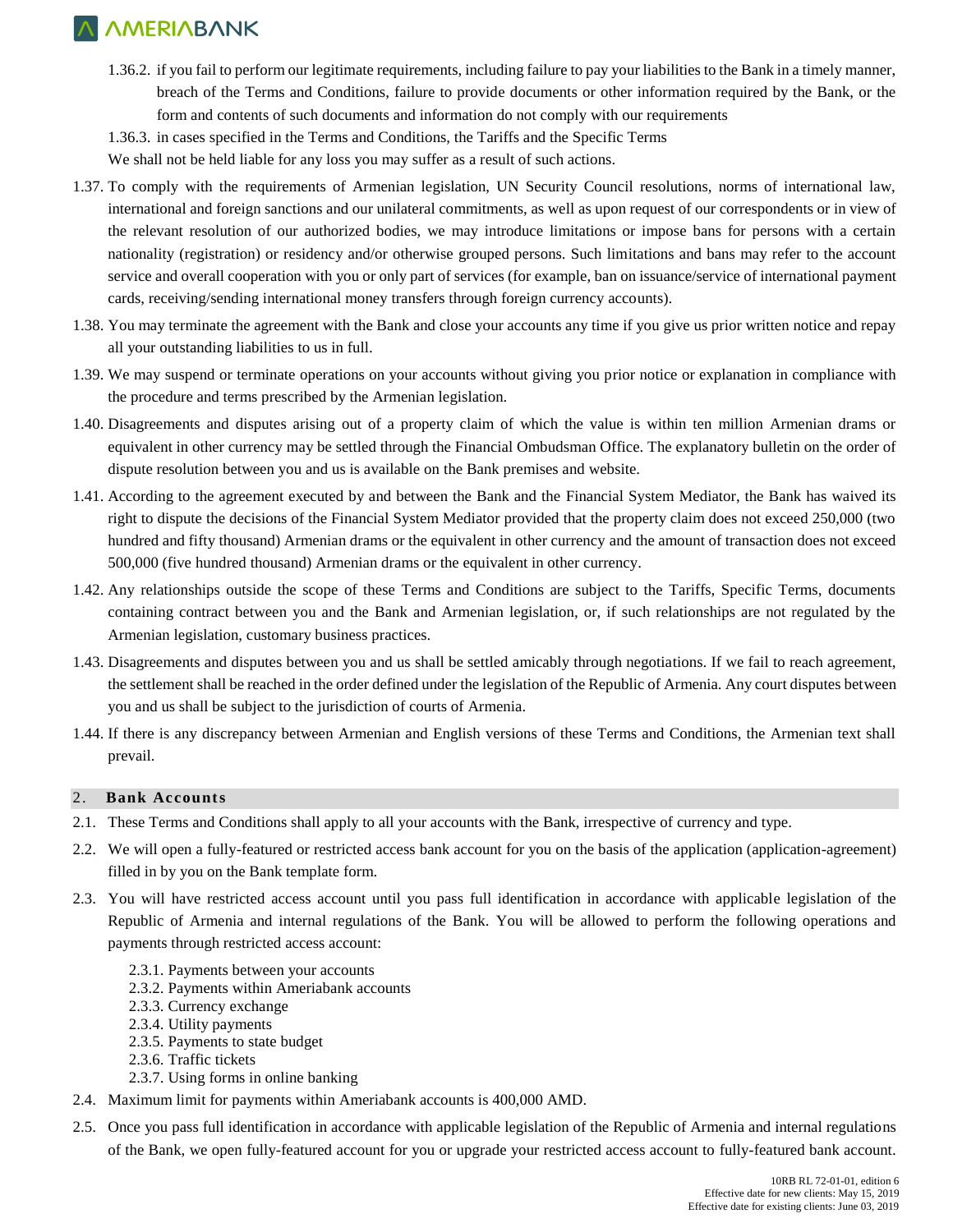1.36.2. if you fail to perform our legitimate requirements, including failure to pay your liabilities to the Bank in a timely manner, breach of the Terms and Conditions, failure to provide documents or other information required by the Bank, or the form and contents of such documents and information do not comply with our requirements

1.36.3. in cases specified in the Terms and Conditions, the Tariffs and the Specific Terms

We shall not be held liable for any loss you may suffer as a result of such actions.

1.37. To comply with the requirements of Armenian legislation, UN Security Council resolutions, norms of international law, international and foreign sanctions and our unilateral commitments, as well as upon request of our correspondents or in view of the relevant resolution of our authorized bodies, we may introduce limitations or impose bans for persons with a certain nationality (registration) or residency and/or otherwise grouped persons. Such limitations and bans may refer to the account service and overall cooperation with you or only part of services (for example, ban on issuance/service of international payment cards, receiving/sending international money transfers through foreign currency accounts).

1.38. You may terminate the agreement with the Bank and close your accounts any time if you give us prior written notice and repay all your outstanding liabilities to us in full.

1.39. We may suspend or terminate operations on your accounts without giving you prior notice or explanation in compliance with the procedure and terms prescribed by the Armenian legislation.

1.40. Disagreements and disputes arising out of a property claim of which the value is within ten million Armenian drams or equivalent in other currency may be settled through the Financial Ombudsman Office. The explanatory bulletin on the order of dispute resolution between you and us is available on the Bank premises and website.

1.41. According to the agreement executed by and between the Bank and the Financial System Mediator, the Bank has waived its right to dispute the decisions of the Financial System Mediator provided that the property claim does not exceed 250,000 (two hundred and fifty thousand) Armenian drams or the equivalent in other currency and the amount of transaction does not exceed 500,000 (five hundred thousand) Armenian drams or the equivalent in other currency.

1.42. Any relationships outside the scope of these Terms and Conditions are subject to the Tariffs, Specific Terms, documents containing contract between you and the Bank and Armenian legislation, or, if such relationships are not regulated by the Armenian legislation, customary business practices.

1.43. Disagreements and disputes between you and us shall be settled amicably through negotiations. If we fail to reach agreement, the settlement shall be reached in the order defined under the legislation of the Republic of Armenia. Any court disputes between you and us shall be subject to the jurisdiction of courts of Armenia.

1.44. If there is any discrepancy between Armenian and English versions of these Terms and Conditions, the Armenian text shall prevail.

## 2. Bank Accounts

2.1. These Terms and Conditions shall apply to all your accounts with the Bank, irrespective of currency and type.

2.2. We will open a fully-featured or restricted access bank account for you on the basis of the application (application-agreement) filled in by you on the Bank template form.

2.3. You will have restricted access account until you pass full identification in accordance with applicable legislation of the Republic of Armenia and internal regulations of the Bank. You will be allowed to perform the following operations and payments through restricted access account:

2.3.1. Payments between your accounts
2.3.2. Payments within Ameriabank accounts
2.3.3. Currency exchange
2.3.4. Utility payments
2.3.5. Payments to state budget
2.3.6. Traffic tickets
2.3.7. Using forms in online banking

2.4. Maximum limit for payments within Ameriabank accounts is 400,000 AMD.

2.5. Once you pass full identification in accordance with applicable legislation of the Republic of Armenia and internal regulations of the Bank, we open fully-featured account for you or upgrade your restricted access account to fully-featured bank account.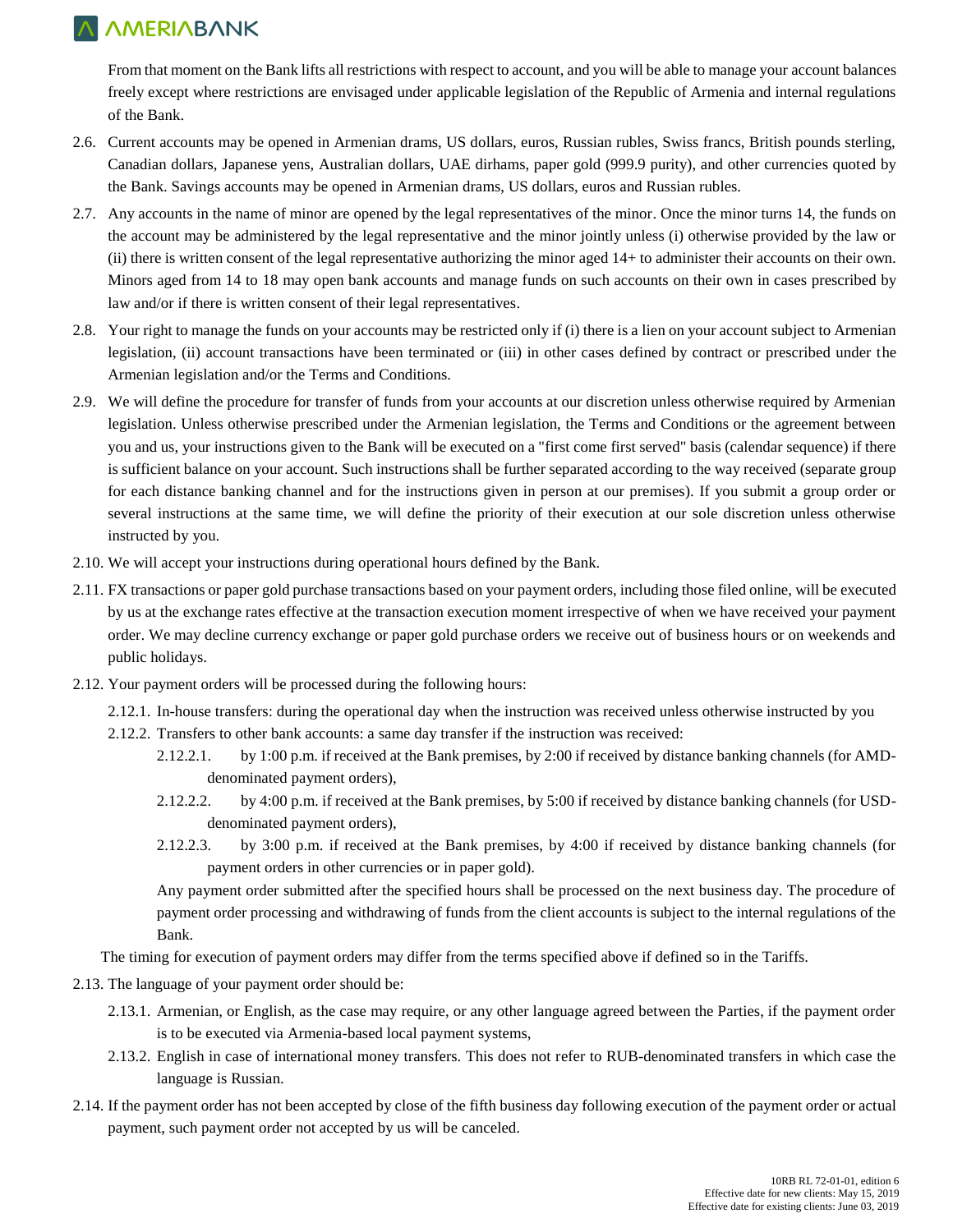From that moment on the Bank lifts all restrictions with respect to account, and you will be able to manage your account balances freely except where restrictions are envisaged under applicable legislation of the Republic of Armenia and internal regulations of the Bank.

2.6. Current accounts may be opened in Armenian drams, US dollars, euros, Russian rubles, Swiss francs, British pounds sterling, Canadian dollars, Japanese yens, Australian dollars, UAE dirhams, paper gold (999.9 purity), and other currencies quoted by the Bank. Savings accounts may be opened in Armenian drams, US dollars, euros and Russian rubles.

2.7. Any accounts in the name of minor are opened by the legal representatives of the minor. Once the minor turns 14, the funds on the account may be administered by the legal representative and the minor jointly unless (i) otherwise provided by the law or (ii) there is written consent of the legal representative authorizing the minor aged 14+ to administer their accounts on their own. Minors aged from 14 to 18 may open bank accounts and manage funds on such accounts on their own in cases prescribed by law and/or if there is written consent of their legal representatives.

2.8. Your right to manage the funds on your accounts may be restricted only if (i) there is a lien on your account subject to Armenian legislation, (ii) account transactions have been terminated or (iii) in other cases defined by contract or prescribed under the Armenian legislation and/or the Terms and Conditions.

2.9. We will define the procedure for transfer of funds from your accounts at our discretion unless otherwise required by Armenian legislation. Unless otherwise prescribed under the Armenian legislation, the Terms and Conditions or the agreement between you and us, your instructions given to the Bank will be executed on a "first come first served" basis (calendar sequence) if there is sufficient balance on your account. Such instructions shall be further separated according to the way received (separate group for each distance banking channel and for the instructions given in person at our premises). If you submit a group order or several instructions at the same time, we will define the priority of their execution at our sole discretion unless otherwise instructed by you.

2.10. We will accept your instructions during operational hours defined by the Bank.

2.11. FX transactions or paper gold purchase transactions based on your payment orders, including those filed online, will be executed by us at the exchange rates effective at the transaction execution moment irrespective of when we have received your payment order. We may decline currency exchange or paper gold purchase orders we receive out of business hours or on weekends and public holidays.

2.12. Your payment orders will be processed during the following hours:

   2.12.1. In-house transfers: during the operational day when the instruction was received unless otherwise instructed by you

   2.12.2. Transfers to other bank accounts: a same day transfer if the instruction was received:

      2.12.2.1. by 1:00 p.m. if received at the Bank premises, by 2:00 if received by distance banking channels (for AMD-denominated payment orders),

      2.12.2.2. by 4:00 p.m. if received at the Bank premises, by 5:00 if received by distance banking channels (for USD-denominated payment orders),

      2.12.2.3. by 3:00 p.m. if received at the Bank premises, by 4:00 if received by distance banking channels (for payment orders in other currencies or in paper gold).

   Any payment order submitted after the specified hours shall be processed on the next business day. The procedure of payment order processing and withdrawing of funds from the client accounts is subject to the internal regulations of the Bank.

The timing for execution of payment orders may differ from the terms specified above if defined so in the Tariffs.

2.13. The language of your payment order should be:

   2.13.1. Armenian, or English, as the case may require, or any other language agreed between the Parties, if the payment order is to be executed via Armenia-based local payment systems,

   2.13.2. English in case of international money transfers. This does not refer to RUB-denominated transfers in which case the language is Russian.

2.14. If the payment order has not been accepted by close of the fifth business day following execution of the payment order or actual payment, such payment order not accepted by us will be canceled.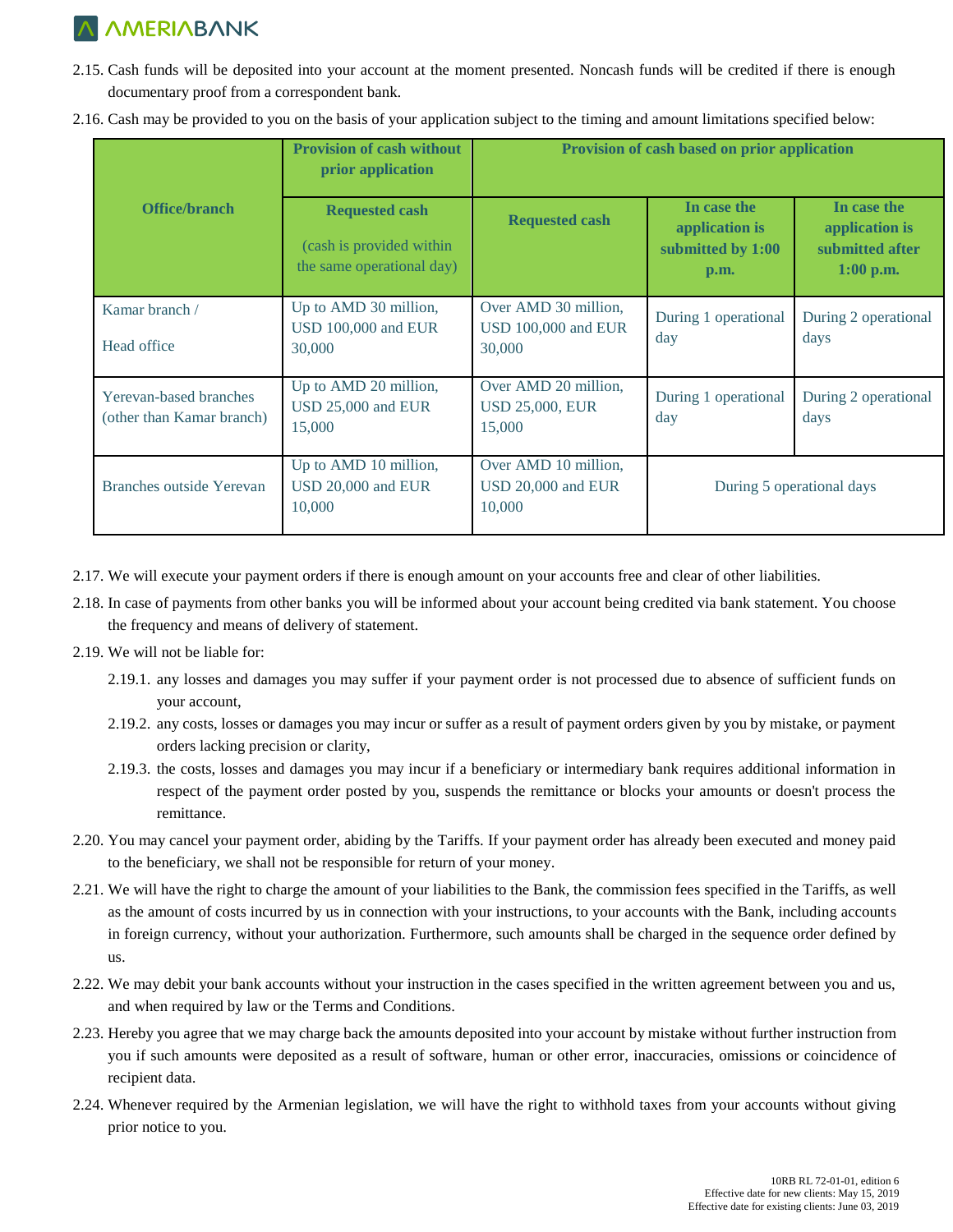2.15. Cash funds will be deposited into your account at the moment presented. Noncash funds will be credited if there is enough documentary proof from a correspondent bank.

2.16. Cash may be provided to you on the basis of your application subject to the timing and amount limitations specified below:

| Office/branch | Provision of cash without prior application | Provision of cash based on prior application | | |
|---|---|---|---|---|
| | Requested cash (cash is provided within the same operational day) | Requested cash | In case the application is submitted by 1:00 p.m. | In case the application is submitted after 1:00 p.m. |
| Kamar branch / Head office | Up to AMD 30 million, USD 100,000 and EUR 30,000 | Over AMD 30 million, USD 100,000 and EUR 30,000 | During 1 operational day | During 2 operational days |
| Yerevan-based branches (other than Kamar branch) | Up to AMD 20 million, USD 25,000 and EUR 15,000 | Over AMD 20 million, USD 25,000, EUR 15,000 | During 1 operational day | During 2 operational days |
| Branches outside Yerevan | Up to AMD 10 million, USD 20,000 and EUR 10,000 | Over AMD 10 million, USD 20,000 and EUR 10,000 | During 5 operational days | |

2.17. We will execute your payment orders if there is enough amount on your accounts free and clear of other liabilities.

2.18. In case of payments from other banks you will be informed about your account being credited via bank statement. You choose the frequency and means of delivery of statement.

2.19. We will not be liable for:

2.19.1. any losses and damages you may suffer if your payment order is not processed due to absence of sufficient funds on your account,

2.19.2. any costs, losses or damages you may incur or suffer as a result of payment orders given by you by mistake, or payment orders lacking precision or clarity,

2.19.3. the costs, losses and damages you may incur if a beneficiary or intermediary bank requires additional information in respect of the payment order posted by you, suspends the remittance or blocks your amounts or doesn't process the remittance.

2.20. You may cancel your payment order, abiding by the Tariffs. If your payment order has already been executed and money paid to the beneficiary, we shall not be responsible for return of your money.

2.21. We will have the right to charge the amount of your liabilities to the Bank, the commission fees specified in the Tariffs, as well as the amount of costs incurred by us in connection with your instructions, to your accounts with the Bank, including accounts in foreign currency, without your authorization. Furthermore, such amounts shall be charged in the sequence order defined by us.

2.22. We may debit your bank accounts without your instruction in the cases specified in the written agreement between you and us, and when required by law or the Terms and Conditions.

2.23. Hereby you agree that we may charge back the amounts deposited into your account by mistake without further instruction from you if such amounts were deposited as a result of software, human or other error, inaccuracies, omissions or coincidence of recipient data.

2.24. Whenever required by the Armenian legislation, we will have the right to withhold taxes from your accounts without giving prior notice to you.

10RB RL 72-01-01, edition 6
Effective date for new clients: May 15, 2019
Effective date for existing clients: June 03, 2019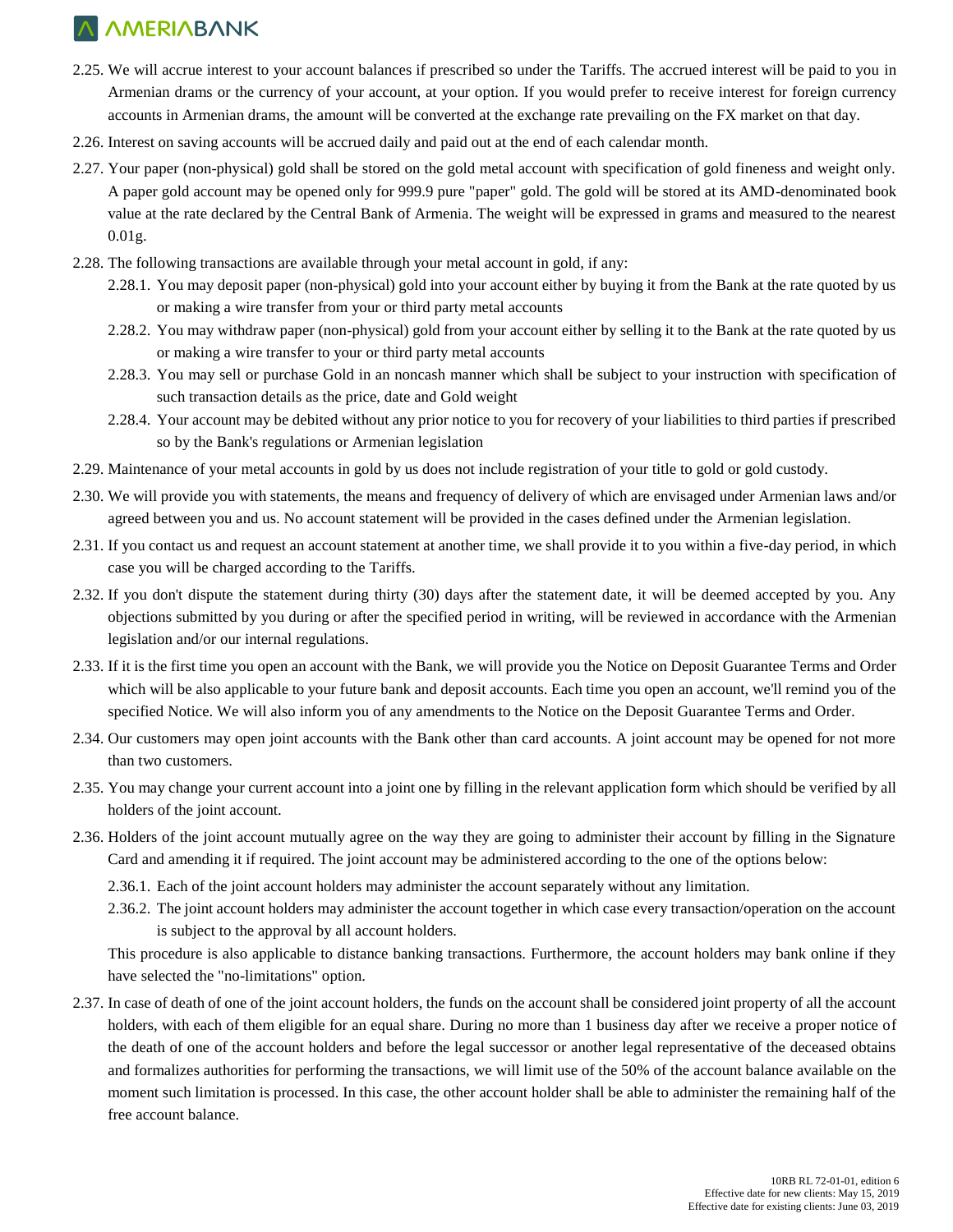2.25. We will accrue interest to your account balances if prescribed so under the Tariffs. The accrued interest will be paid to you in Armenian drams or the currency of your account, at your option. If you would prefer to receive interest for foreign currency accounts in Armenian drams, the amount will be converted at the exchange rate prevailing on the FX market on that day.

2.26. Interest on saving accounts will be accrued daily and paid out at the end of each calendar month.

2.27. Your paper (non-physical) gold shall be stored on the gold metal account with specification of gold fineness and weight only. A paper gold account may be opened only for 999.9 pure "paper" gold. The gold will be stored at its AMD-denominated book value at the rate declared by the Central Bank of Armenia. The weight will be expressed in grams and measured to the nearest 0.01g.

2.28. The following transactions are available through your metal account in gold, if any:

2.28.1. You may deposit paper (non-physical) gold into your account either by buying it from the Bank at the rate quoted by us or making a wire transfer from your or third party metal accounts

2.28.2. You may withdraw paper (non-physical) gold from your account either by selling it to the Bank at the rate quoted by us or making a wire transfer to your or third party metal accounts

2.28.3. You may sell or purchase Gold in an noncash manner which shall be subject to your instruction with specification of such transaction details as the price, date and Gold weight

2.28.4. Your account may be debited without any prior notice to you for recovery of your liabilities to third parties if prescribed so by the Bank's regulations or Armenian legislation

2.29. Maintenance of your metal accounts in gold by us does not include registration of your title to gold or gold custody.

2.30. We will provide you with statements, the means and frequency of delivery of which are envisaged under Armenian laws and/or agreed between you and us. No account statement will be provided in the cases defined under the Armenian legislation.

2.31. If you contact us and request an account statement at another time, we shall provide it to you within a five-day period, in which case you will be charged according to the Tariffs.

2.32. If you don't dispute the statement during thirty (30) days after the statement date, it will be deemed accepted by you. Any objections submitted by you during or after the specified period in writing, will be reviewed in accordance with the Armenian legislation and/or our internal regulations.

2.33. If it is the first time you open an account with the Bank, we will provide you the Notice on Deposit Guarantee Terms and Order which will be also applicable to your future bank and deposit accounts. Each time you open an account, we'll remind you of the specified Notice. We will also inform you of any amendments to the Notice on the Deposit Guarantee Terms and Order.

2.34. Our customers may open joint accounts with the Bank other than card accounts. A joint account may be opened for not more than two customers.

2.35. You may change your current account into a joint one by filling in the relevant application form which should be verified by all holders of the joint account.

2.36. Holders of the joint account mutually agree on the way they are going to administer their account by filling in the Signature Card and amending it if required. The joint account may be administered according to the one of the options below:

2.36.1. Each of the joint account holders may administer the account separately without any limitation.

2.36.2. The joint account holders may administer the account together in which case every transaction/operation on the account is subject to the approval by all account holders.

This procedure is also applicable to distance banking transactions. Furthermore, the account holders may bank online if they have selected the "no-limitations" option.

2.37. In case of death of one of the joint account holders, the funds on the account shall be considered joint property of all the account holders, with each of them eligible for an equal share. During no more than 1 business day after we receive a proper notice of the death of one of the account holders and before the legal successor or another legal representative of the deceased obtains and formalizes authorities for performing the transactions, we will limit use of the 50% of the account balance available on the moment such limitation is processed. In this case, the other account holder shall be able to administer the remaining half of the free account balance.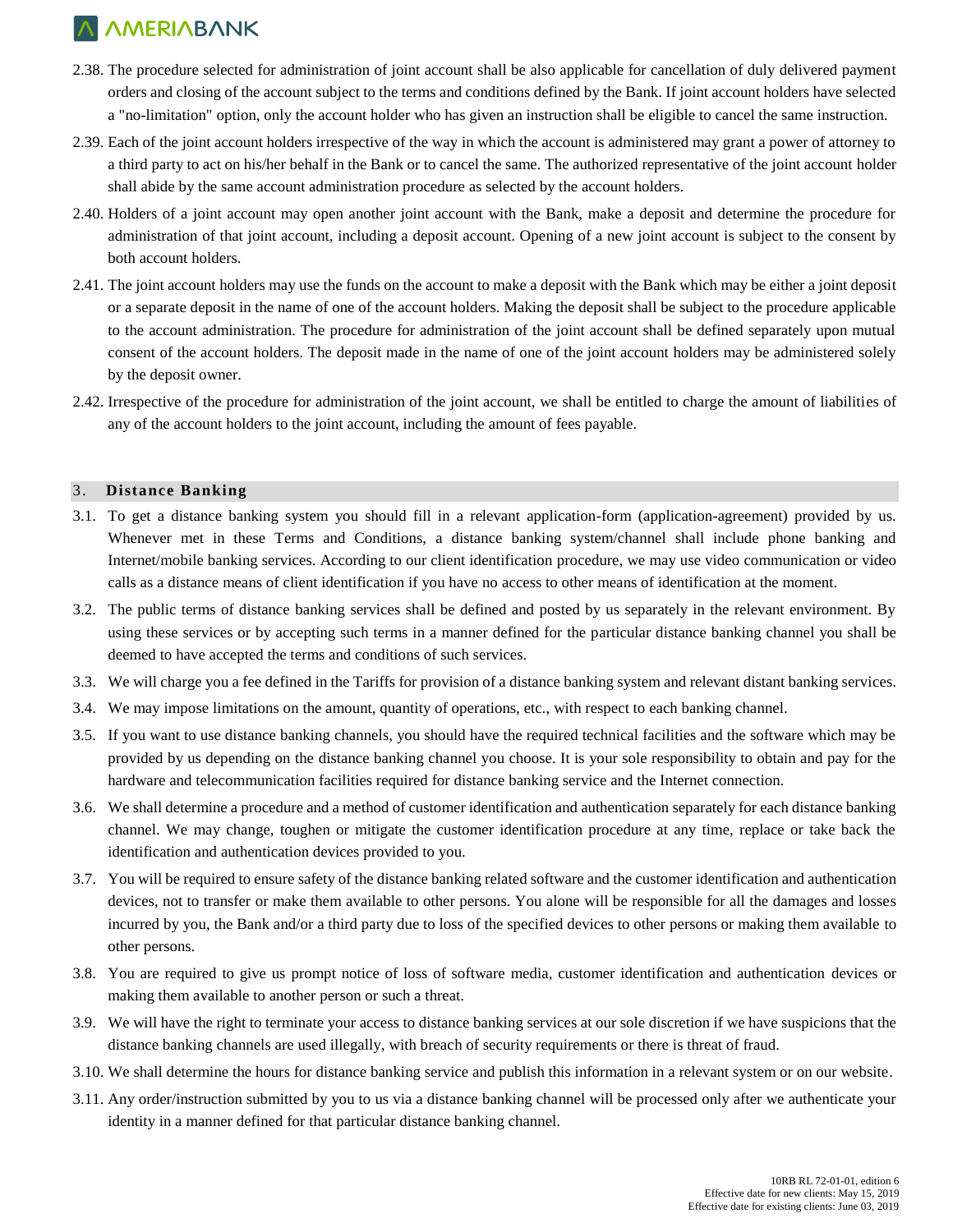2.38. The procedure selected for administration of joint account shall be also applicable for cancellation of duly delivered payment orders and closing of the account subject to the terms and conditions defined by the Bank. If joint account holders have selected a "no-limitation" option, only the account holder who has given an instruction shall be eligible to cancel the same instruction.

2.39. Each of the joint account holders irrespective of the way in which the account is administered may grant a power of attorney to a third party to act on his/her behalf in the Bank or to cancel the same. The authorized representative of the joint account holder shall abide by the same account administration procedure as selected by the account holders.

2.40. Holders of a joint account may open another joint account with the Bank, make a deposit and determine the procedure for administration of that joint account, including a deposit account. Opening of a new joint account is subject to the consent by both account holders.

2.41. The joint account holders may use the funds on the account to make a deposit with the Bank which may be either a joint deposit or a separate deposit in the name of one of the account holders. Making the deposit shall be subject to the procedure applicable to the account administration. The procedure for administration of the joint account shall be defined separately upon mutual consent of the account holders. The deposit made in the name of one of the joint account holders may be administered solely by the deposit owner.

2.42. Irrespective of the procedure for administration of the joint account, we shall be entitled to charge the amount of liabilities of any of the account holders to the joint account, including the amount of fees payable.

## 3. Distance Banking

3.1. To get a distance banking system you should fill in a relevant application-form (application-agreement) provided by us. Whenever met in these Terms and Conditions, a distance banking system/channel shall include phone banking and Internet/mobile banking services. According to our client identification procedure, we may use video communication or video calls as a distance means of client identification if you have no access to other means of identification at the moment.

3.2. The public terms of distance banking services shall be defined and posted by us separately in the relevant environment. By using these services or by accepting such terms in a manner defined for the particular distance banking channel you shall be deemed to have accepted the terms and conditions of such services.

3.3. We will charge you a fee defined in the Tariffs for provision of a distance banking system and relevant distant banking services.

3.4. We may impose limitations on the amount, quantity of operations, etc., with respect to each banking channel.

3.5. If you want to use distance banking channels, you should have the required technical facilities and the software which may be provided by us depending on the distance banking channel you choose. It is your sole responsibility to obtain and pay for the hardware and telecommunication facilities required for distance banking service and the Internet connection.

3.6. We shall determine a procedure and a method of customer identification and authentication separately for each distance banking channel. We may change, toughen or mitigate the customer identification procedure at any time, replace or take back the identification and authentication devices provided to you.

3.7. You will be required to ensure safety of the distance banking related software and the customer identification and authentication devices, not to transfer or make them available to other persons. You alone will be responsible for all the damages and losses incurred by you, the Bank and/or a third party due to loss of the specified devices to other persons or making them available to other persons.

3.8. You are required to give us prompt notice of loss of software media, customer identification and authentication devices or making them available to another person or such a threat.

3.9. We will have the right to terminate your access to distance banking services at our sole discretion if we have suspicions that the distance banking channels are used illegally, with breach of security requirements or there is threat of fraud.

3.10. We shall determine the hours for distance banking service and publish this information in a relevant system or on our website.

3.11. Any order/instruction submitted by you to us via a distance banking channel will be processed only after we authenticate your identity in a manner defined for that particular distance banking channel.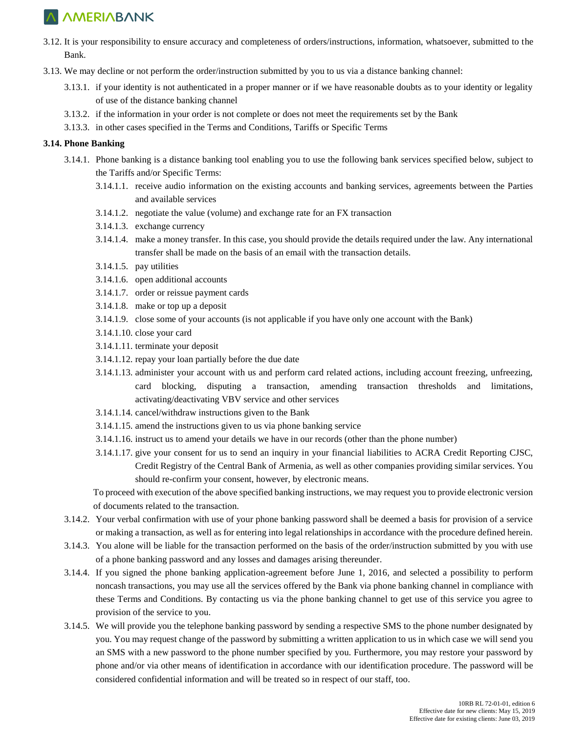3.12. It is your responsibility to ensure accuracy and completeness of orders/instructions, information, whatsoever, submitted to the Bank.

3.13. We may decline or not perform the order/instruction submitted by you to us via a distance banking channel:

3.13.1. if your identity is not authenticated in a proper manner or if we have reasonable doubts as to your identity or legality of use of the distance banking channel

3.13.2. if the information in your order is not complete or does not meet the requirements set by the Bank

3.13.3. in other cases specified in the Terms and Conditions, Tariffs or Specific Terms

**3.14. Phone Banking**

3.14.1. Phone banking is a distance banking tool enabling you to use the following bank services specified below, subject to the Tariffs and/or Specific Terms:

3.14.1.1. receive audio information on the existing accounts and banking services, agreements between the Parties and available services

3.14.1.2. negotiate the value (volume) and exchange rate for an FX transaction

3.14.1.3. exchange currency

3.14.1.4. make a money transfer. In this case, you should provide the details required under the law. Any international transfer shall be made on the basis of an email with the transaction details.

3.14.1.5. pay utilities

3.14.1.6. open additional accounts

3.14.1.7. order or reissue payment cards

3.14.1.8. make or top up a deposit

3.14.1.9. close some of your accounts (is not applicable if you have only one account with the Bank)

3.14.1.10. close your card

3.14.1.11. terminate your deposit

3.14.1.12. repay your loan partially before the due date

3.14.1.13. administer your account with us and perform card related actions, including account freezing, unfreezing, card blocking, disputing a transaction, amending transaction thresholds and limitations, activating/deactivating VBV service and other services

3.14.1.14. cancel/withdraw instructions given to the Bank

3.14.1.15. amend the instructions given to us via phone banking service

3.14.1.16. instruct us to amend your details we have in our records (other than the phone number)

3.14.1.17. give your consent for us to send an inquiry in your financial liabilities to ACRA Credit Reporting CJSC, Credit Registry of the Central Bank of Armenia, as well as other companies providing similar services. You should re-confirm your consent, however, by electronic means.

To proceed with execution of the above specified banking instructions, we may request you to provide electronic version of documents related to the transaction.

3.14.2. Your verbal confirmation with use of your phone banking password shall be deemed a basis for provision of a service or making a transaction, as well as for entering into legal relationships in accordance with the procedure defined herein.

3.14.3. You alone will be liable for the transaction performed on the basis of the order/instruction submitted by you with use of a phone banking password and any losses and damages arising thereunder.

3.14.4. If you signed the phone banking application-agreement before June 1, 2016, and selected a possibility to perform noncash transactions, you may use all the services offered by the Bank via phone banking channel in compliance with these Terms and Conditions. By contacting us via the phone banking channel to get use of this service you agree to provision of the service to you.

3.14.5. We will provide you the telephone banking password by sending a respective SMS to the phone number designated by you. You may request change of the password by submitting a written application to us in which case we will send you an SMS with a new password to the phone number specified by you. Furthermore, you may restore your password by phone and/or via other means of identification in accordance with our identification procedure. The password will be considered confidential information and will be treated so in respect of our staff, too.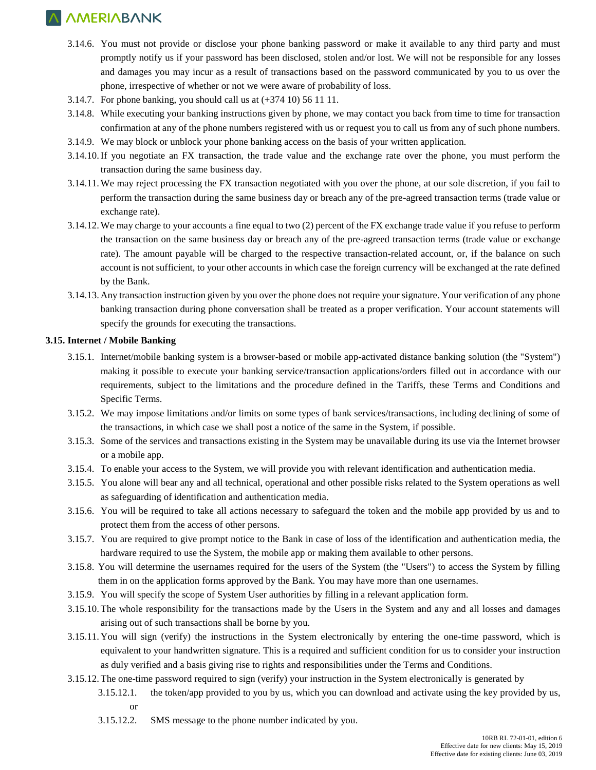3.14.6. You must not provide or disclose your phone banking password or make it available to any third party and must promptly notify us if your password has been disclosed, stolen and/or lost. We will not be responsible for any losses and damages you may incur as a result of transactions based on the password communicated by you to us over the phone, irrespective of whether or not we were aware of probability of loss.

3.14.7. For phone banking, you should call us at (+374 10) 56 11 11.

3.14.8. While executing your banking instructions given by phone, we may contact you back from time to time for transaction confirmation at any of the phone numbers registered with us or request you to call us from any of such phone numbers.

3.14.9. We may block or unblock your phone banking access on the basis of your written application.

3.14.10. If you negotiate an FX transaction, the trade value and the exchange rate over the phone, you must perform the transaction during the same business day.

3.14.11. We may reject processing the FX transaction negotiated with you over the phone, at our sole discretion, if you fail to perform the transaction during the same business day or breach any of the pre-agreed transaction terms (trade value or exchange rate).

3.14.12. We may charge to your accounts a fine equal to two (2) percent of the FX exchange trade value if you refuse to perform the transaction on the same business day or breach any of the pre-agreed transaction terms (trade value or exchange rate). The amount payable will be charged to the respective transaction-related account, or, if the balance on such account is not sufficient, to your other accounts in which case the foreign currency will be exchanged at the rate defined by the Bank.

3.14.13. Any transaction instruction given by you over the phone does not require your signature. Your verification of any phone banking transaction during phone conversation shall be treated as a proper verification. Your account statements will specify the grounds for executing the transactions.

**3.15. Internet / Mobile Banking**

3.15.1. Internet/mobile banking system is a browser-based or mobile app-activated distance banking solution (the "System") making it possible to execute your banking service/transaction applications/orders filled out in accordance with our requirements, subject to the limitations and the procedure defined in the Tariffs, these Terms and Conditions and Specific Terms.

3.15.2. We may impose limitations and/or limits on some types of bank services/transactions, including declining of some of the transactions, in which case we shall post a notice of the same in the System, if possible.

3.15.3. Some of the services and transactions existing in the System may be unavailable during its use via the Internet browser or a mobile app.

3.15.4. To enable your access to the System, we will provide you with relevant identification and authentication media.

3.15.5. You alone will bear any and all technical, operational and other possible risks related to the System operations as well as safeguarding of identification and authentication media.

3.15.6. You will be required to take all actions necessary to safeguard the token and the mobile app provided by us and to protect them from the access of other persons.

3.15.7. You are required to give prompt notice to the Bank in case of loss of the identification and authentication media, the hardware required to use the System, the mobile app or making them available to other persons.

3.15.8. You will determine the usernames required for the users of the System (the "Users") to access the System by filling them in on the application forms approved by the Bank. You may have more than one usernames.

3.15.9. You will specify the scope of System User authorities by filling in a relevant application form.

3.15.10. The whole responsibility for the transactions made by the Users in the System and any and all losses and damages arising out of such transactions shall be borne by you.

3.15.11. You will sign (verify) the instructions in the System electronically by entering the one-time password, which is equivalent to your handwritten signature. This is a required and sufficient condition for us to consider your instruction as duly verified and a basis giving rise to rights and responsibilities under the Terms and Conditions.

3.15.12. The one-time password required to sign (verify) your instruction in the System electronically is generated by

3.15.12.1. the token/app provided to you by us, which you can download and activate using the key provided by us, or

3.15.12.2. SMS message to the phone number indicated by you.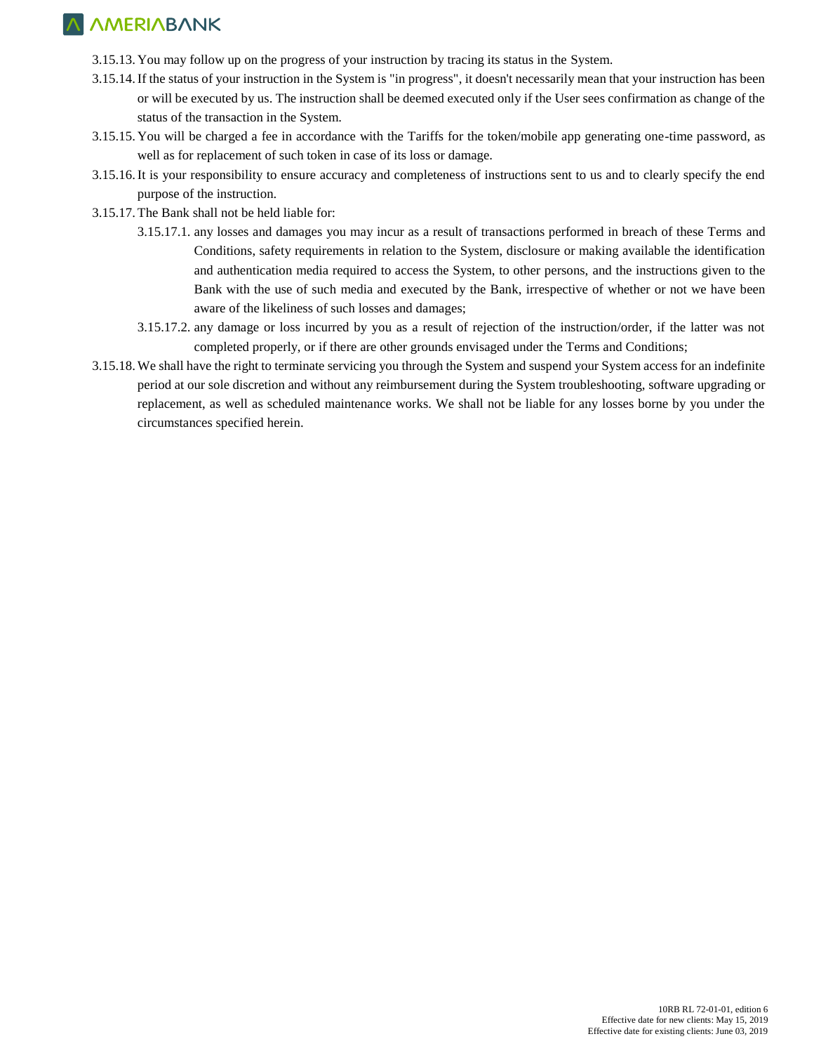3.15.13. You may follow up on the progress of your instruction by tracing its status in the System.

3.15.14. If the status of your instruction in the System is "in progress", it doesn't necessarily mean that your instruction has been or will be executed by us. The instruction shall be deemed executed only if the User sees confirmation as change of the status of the transaction in the System.

3.15.15. You will be charged a fee in accordance with the Tariffs for the token/mobile app generating one-time password, as well as for replacement of such token in case of its loss or damage.

3.15.16. It is your responsibility to ensure accuracy and completeness of instructions sent to us and to clearly specify the end purpose of the instruction.

3.15.17. The Bank shall not be held liable for:

3.15.17.1. any losses and damages you may incur as a result of transactions performed in breach of these Terms and Conditions, safety requirements in relation to the System, disclosure or making available the identification and authentication media required to access the System, to other persons, and the instructions given to the Bank with the use of such media and executed by the Bank, irrespective of whether or not we have been aware of the likeliness of such losses and damages;

3.15.17.2. any damage or loss incurred by you as a result of rejection of the instruction/order, if the latter was not completed properly, or if there are other grounds envisaged under the Terms and Conditions;

3.15.18. We shall have the right to terminate servicing you through the System and suspend your System access for an indefinite period at our sole discretion and without any reimbursement during the System troubleshooting, software upgrading or replacement, as well as scheduled maintenance works. We shall not be liable for any losses borne by you under the circumstances specified herein.